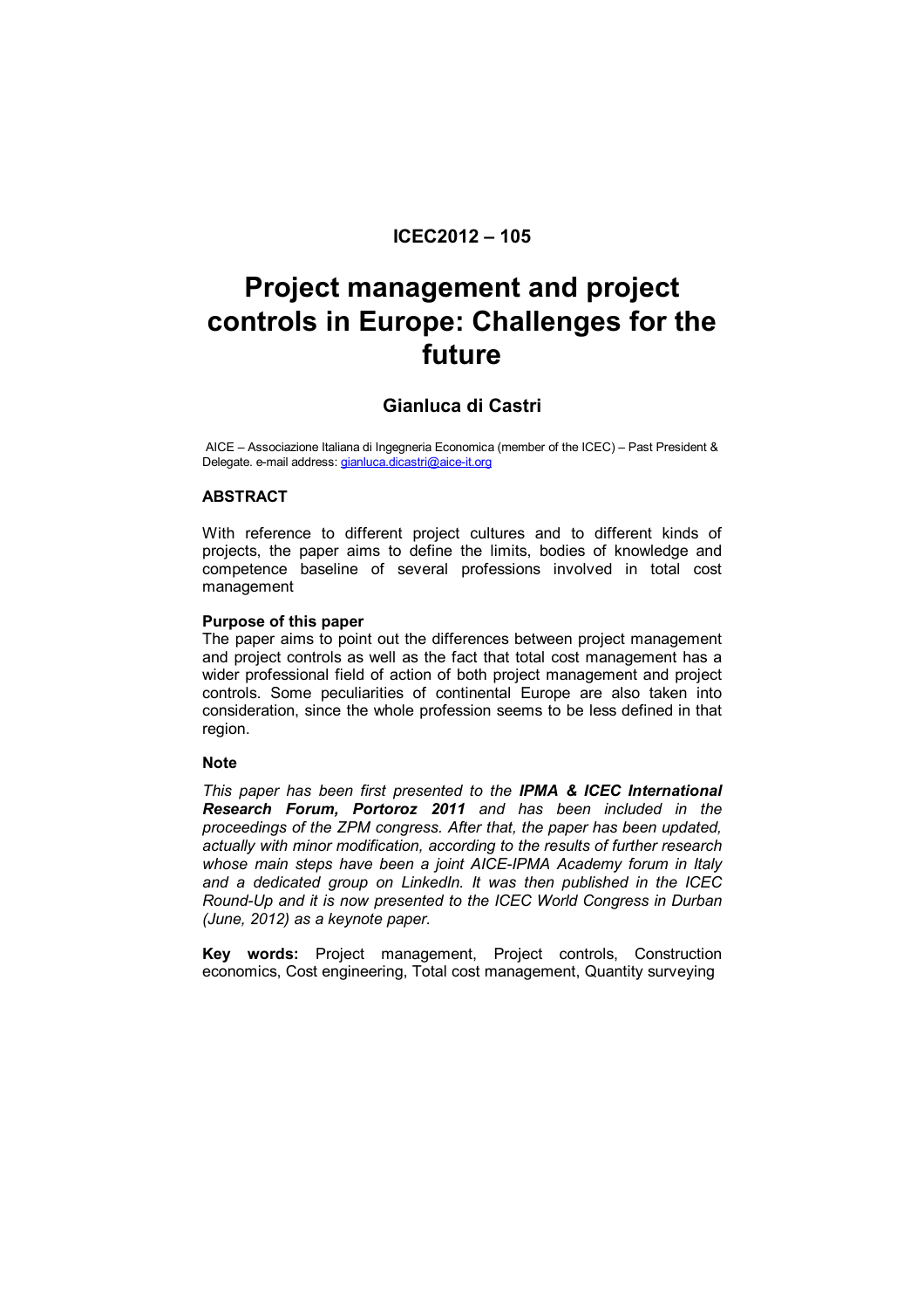**ICEC2012 – 105**

# Project management and project controls in Europe: Challenges for the future

## Gianluca di Castri

AICE – Associazione Italiana di Ingegneria Economica (member of the ICEC) – Past President & Delegate. e-mail address: gianluca.dicastri@aice-it.org

### ABSTRACT

With reference to different project cultures and to different kinds of projects, the paper aims to define the limits, bodies of knowledge and competence baseline of several professions involved in total cost management

**Purpose of this paper**

The paper aims to point out the differences between project management and project controls as well as the fact that total cost management has a wider professional field of action of both project management and project controls. Some peculiarities of continental Europe are also taken into consideration, since the whole profession seems to be less defined in that region.

**Note**

*This paper has been first presented to the* ***IPMA & ICEC International Research Forum, Portoroz 2011*** *and has been included in the proceedings of the ZPM congress. After that, the paper has been updated, actually with minor modification, according to the results of further research whose main steps have been a joint AICE-IPMA Academy forum in Italy and a dedicated group on LinkedIn. It was then published in the ICEC Round-Up and it is now presented to the ICEC World Congress in Durban (June, 2012) as a keynote paper.*

**Key words:** Project management, Project controls, Construction economics, Cost engineering, Total cost management, Quantity surveying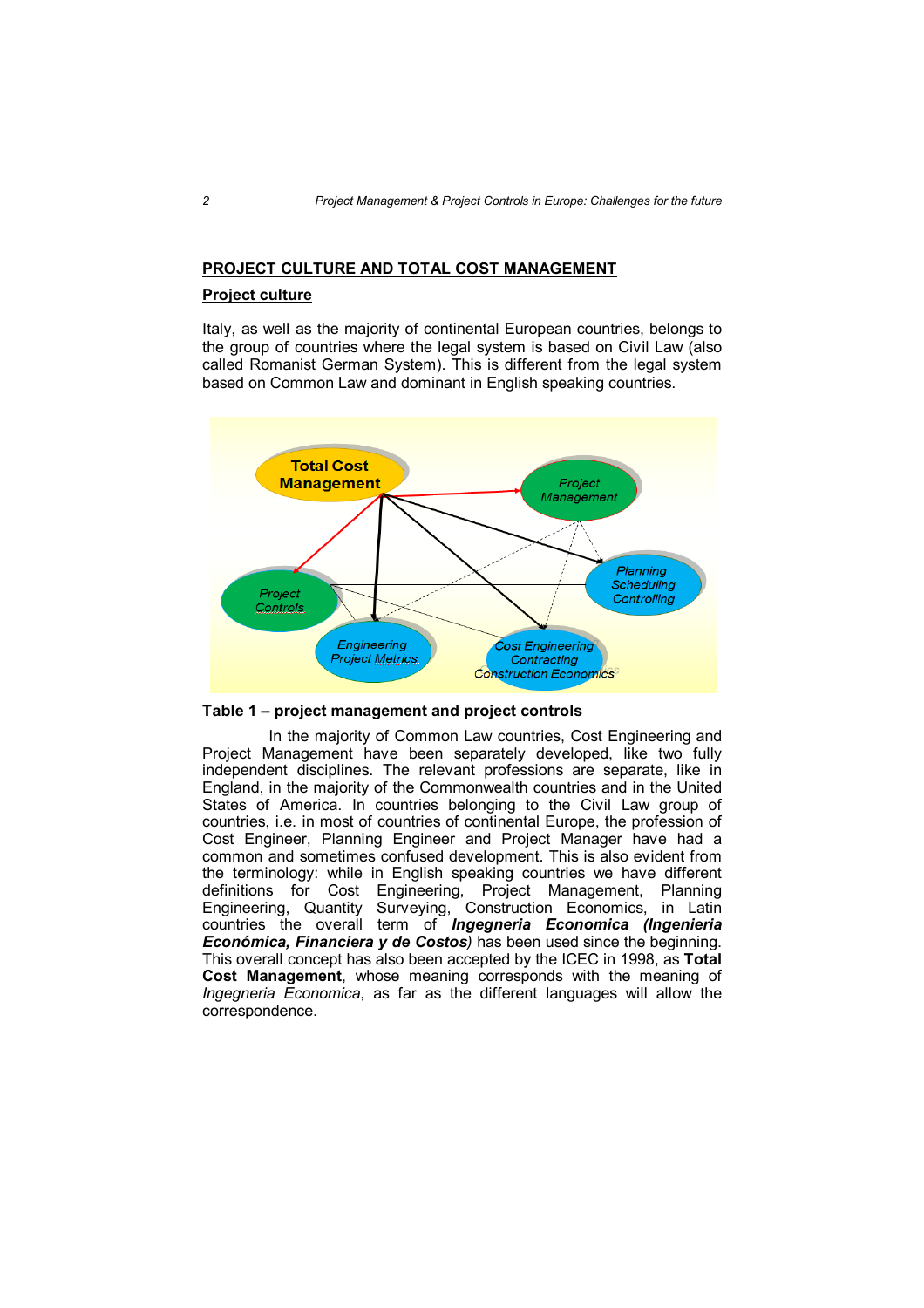## PROJECT CULTURE AND TOTAL COST MANAGEMENT

### Project culture

Italy, as well as the majority of continental European countries, belongs to the group of countries where the legal system is based on Civil Law (also called Romanist German System). This is different from the legal system based on Common Law and dominant in English speaking countries.

**Table 1 – project management and project controls**

In the majority of Common Law countries, Cost Engineering and Project Management have been separately developed, like two fully independent disciplines. The relevant professions are separate, like in England, in the majority of the Commonwealth countries and in the United States of America. In countries belonging to the Civil Law group of countries, i.e. in most of countries of continental Europe, the profession of Cost Engineer, Planning Engineer and Project Manager have had a common and sometimes confused development. This is also evident from the terminology: while in English speaking countries we have different definitions for Cost Engineering, Project Management, Planning Engineering, Quantity Surveying, Construction Economics, in Latin countries the overall term of ***Ingegneria Economica (Ingenieria Económica, Financiera y de Costos)*** has been used since the beginning. This overall concept has also been accepted by the ICEC in 1998, as **Total Cost Management**, whose meaning corresponds with the meaning of *Ingegneria Economica*, as far as the different languages will allow the correspondence.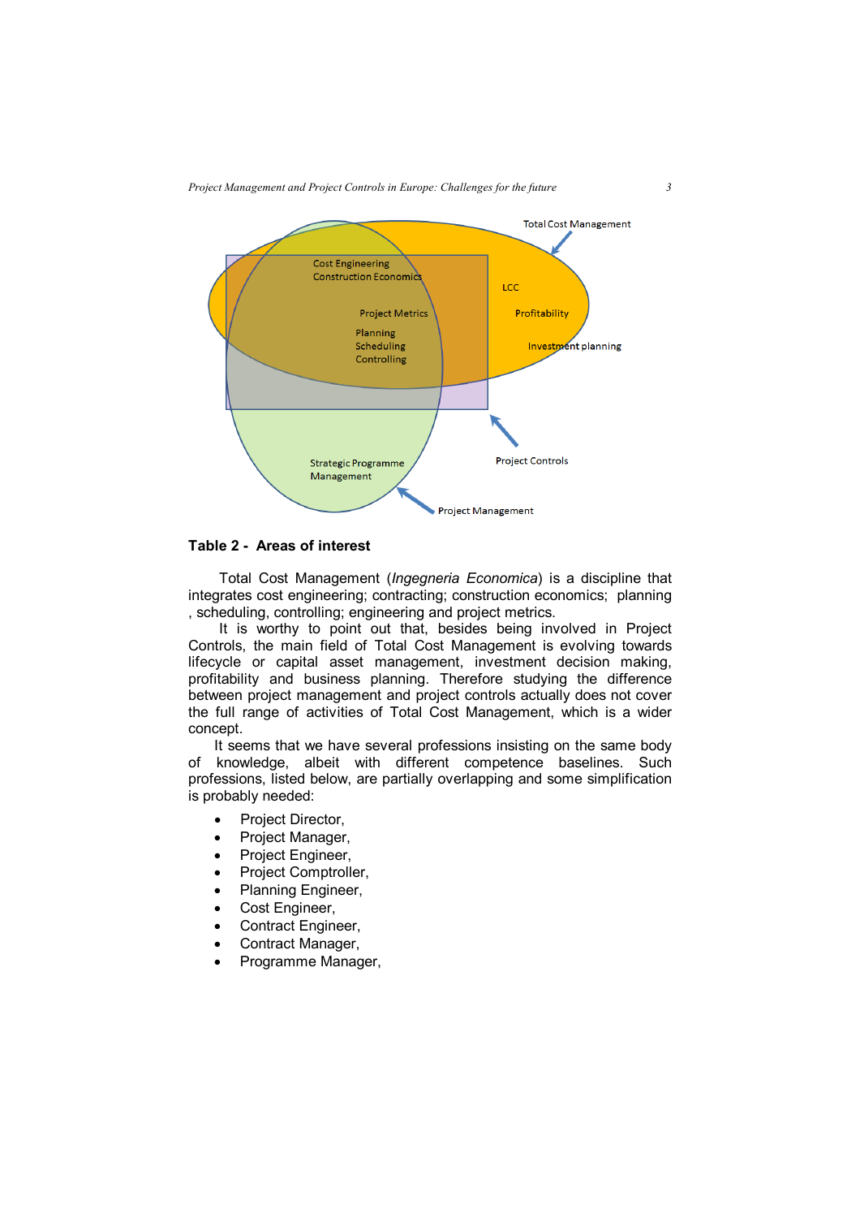**Table 2 - Areas of interest**

Total Cost Management (*Ingegneria Economica*) is a discipline that integrates cost engineering; contracting; construction economics; planning , scheduling, controlling; engineering and project metrics.

It is worthy to point out that, besides being involved in Project Controls, the main field of Total Cost Management is evolving towards lifecycle or capital asset management, investment decision making, profitability and business planning. Therefore studying the difference between project management and project controls actually does not cover the full range of activities of Total Cost Management, which is a wider concept.

It seems that we have several professions insisting on the same body of knowledge, albeit with different competence baselines. Such professions, listed below, are partially overlapping and some simplification is probably needed:

- Project Director,
- Project Manager,
- Project Engineer,
- Project Comptroller,
- Planning Engineer,
- Cost Engineer,
- Contract Engineer,
- Contract Manager,
- Programme Manager,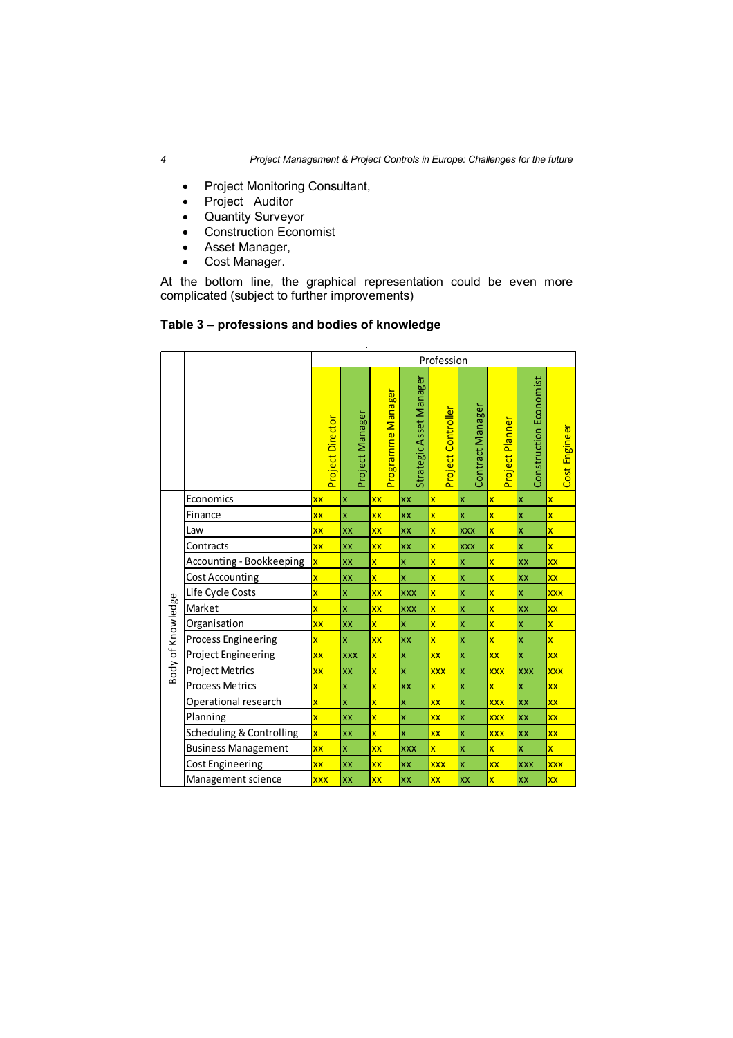- Project Monitoring Consultant,
- Project Auditor
- Quantity Surveyor
- Construction Economist
- Asset Manager,
- Cost Manager.

At the bottom line, the graphical representation could be even more complicated (subject to further improvements)

**Table 3 – professions and bodies of knowledge**

| | | Profession | | | | | | | | |
|---|---|---|---|---|---|---|---|---|---|---|
| | | Project Director | Project Manager | Programme Manager | Strategic Asset Manager | Project Controller | Contract Manager | Project Planner | Construction Economist | Cost Engineer |
| Body of Knowledge | Economics | xx | x | xx | xx | x | x | x | x | x |
| | Finance | xx | x | xx | xx | x | x | x | x | x |
| | Law | xx | xx | xx | xx | x | xxx | x | x | x |
| | Contracts | xx | xx | xx | xx | x | xxx | x | x | x |
| | Accounting - Bookkeeping | x | xx | x | x | x | x | x | xx | xx |
| | Cost Accounting | x | xx | x | x | x | x | x | xx | xx |
| | Life Cycle Costs | x | x | xx | xxx | x | x | x | x | xxx |
| | Market | x | x | xx | xxx | x | x | x | xx | xx |
| | Organisation | xx | xx | x | x | x | x | x | x | x |
| | Process Engineering | x | x | xx | xx | x | x | x | x | x |
| | Project Engineering | xx | xxx | x | x | xx | x | xx | x | xx |
| | Project Metrics | xx | xx | x | x | xxx | x | xxx | xxx | xxx |
| | Process Metrics | x | x | x | xx | x | x | x | x | xx |
| | Operational research | x | x | x | x | xx | x | xxx | xx | xx |
| | Planning | x | xx | x | x | xx | x | xxx | xx | xx |
| | Scheduling & Controlling | x | xx | x | x | xx | x | xxx | xx | xx |
| | Business Management | xx | x | xx | xxx | x | x | x | x | x |
| | Cost Engineering | xx | xx | xx | xx | xxx | x | xx | xxx | xxx |
| | Management science | xxx | xx | xx | xx | xx | xx | x | xx | xx |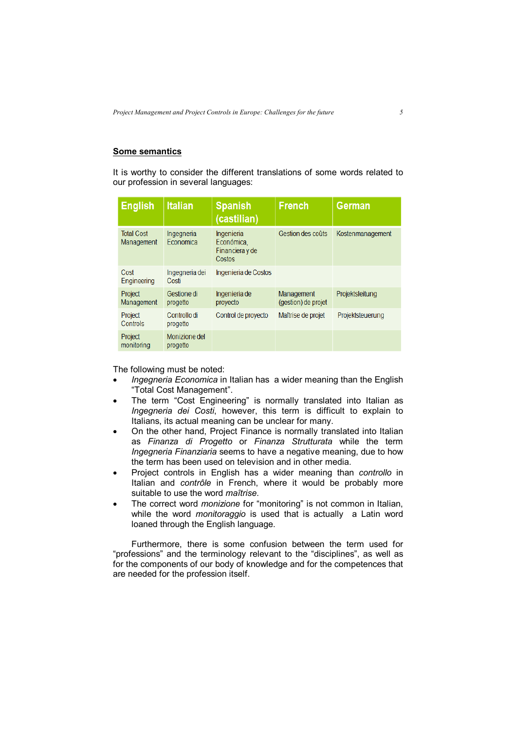## Some semantics

It is worthy to consider the different translations of some words related to our profession in several languages:

| English | Italian | Spanish (castilian) | French | German |
|---|---|---|---|---|
| Total Cost Management | Ingegneria Economica | Ingenieria Económica, Financiera y de Costos | Gestion des coûts | Kostenmanagement |
| Cost Engineering | Ingegneria dei Costi | Ingenieria de Costos | | |
| Project Management | Gestione di progetto | Ingenieria de proyecto | Management (gestion) de projet | Projektsleitung |
| Project Controls | Controllo di progetto | Control de proyecto | Maîtrise de projet | Projektsteuerung |
| Project monitoring | Monizione del progetto | | | |

The following must be noted:

- *Ingegneria Economica* in Italian has a wider meaning than the English "Total Cost Management".
- The term "Cost Engineering" is normally translated into Italian as *Ingegneria dei Costi*, however, this term is difficult to explain to Italians, its actual meaning can be unclear for many.
- On the other hand, Project Finance is normally translated into Italian as *Finanza di Progetto* or *Finanza Strutturata* while the term *Ingegneria Finanziaria* seems to have a negative meaning, due to how the term has been used on television and in other media.
- Project controls in English has a wider meaning than *controllo* in Italian and *contrôle* in French, where it would be probably more suitable to use the word *maîtrise*.
- The correct word *monizione* for "monitoring" is not common in Italian, while the word *monitoraggio* is used that is actually a Latin word loaned through the English language.

Furthermore, there is some confusion between the term used for "professions" and the terminology relevant to the "disciplines", as well as for the components of our body of knowledge and for the competences that are needed for the profession itself.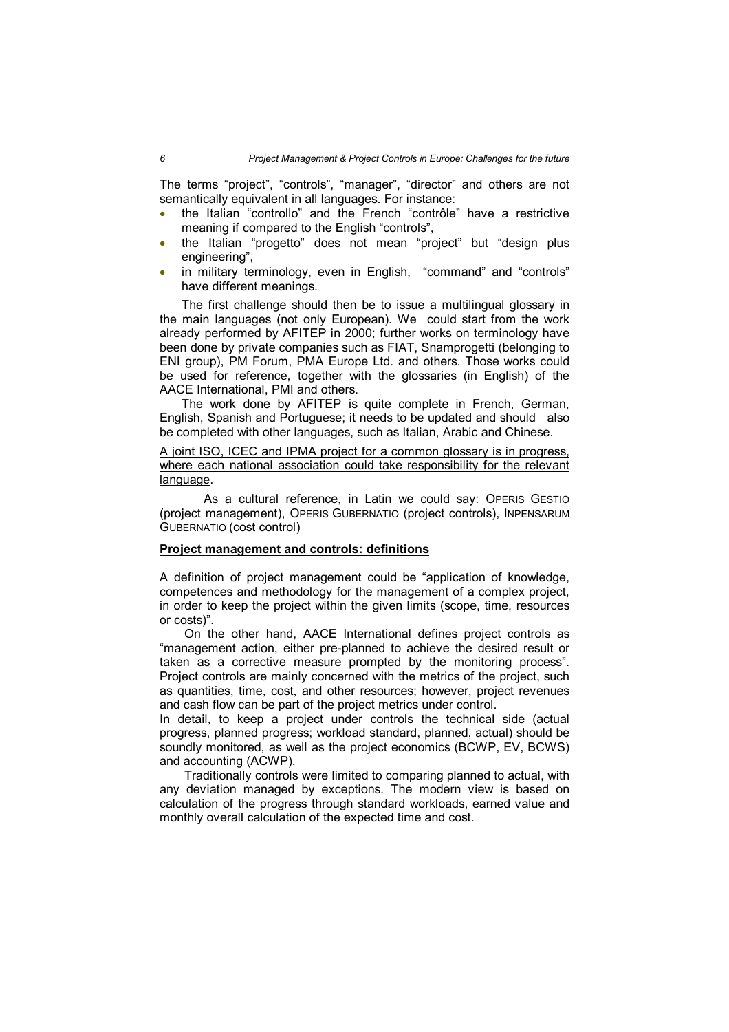The terms "project", "controls", "manager", "director" and others are not semantically equivalent in all languages. For instance:

- the Italian "controllo" and the French "contrôle" have a restrictive meaning if compared to the English "controls",
- the Italian "progetto" does not mean "project" but "design plus engineering",
- in military terminology, even in English, "command" and "controls" have different meanings.

The first challenge should then be to issue a multilingual glossary in the main languages (not only European). We could start from the work already performed by AFITEP in 2000; further works on terminology have been done by private companies such as FIAT, Snamprogetti (belonging to ENI group), PM Forum, PMA Europe Ltd. and others. Those works could be used for reference, together with the glossaries (in English) of the AACE International, PMI and others.

The work done by AFITEP is quite complete in French, German, English, Spanish and Portuguese; it needs to be updated and should also be completed with other languages, such as Italian, Arabic and Chinese.

<u>A joint ISO, ICEC and IPMA project for a common glossary is in progress, where each national association could take responsibility for the relevant language</u>.

As a cultural reference, in Latin we could say: OPERIS GESTIO (project management), OPERIS GUBERNATIO (project controls), INPENSARUM GUBERNATIO (cost control)

## **<u>Project management and controls: definitions</u>**

A definition of project management could be "application of knowledge, competences and methodology for the management of a complex project, in order to keep the project within the given limits (scope, time, resources or costs)".

On the other hand, AACE International defines project controls as "management action, either pre-planned to achieve the desired result or taken as a corrective measure prompted by the monitoring process". Project controls are mainly concerned with the metrics of the project, such as quantities, time, cost, and other resources; however, project revenues and cash flow can be part of the project metrics under control.

In detail, to keep a project under controls the technical side (actual progress, planned progress; workload standard, planned, actual) should be soundly monitored, as well as the project economics (BCWP, EV, BCWS) and accounting (ACWP).

Traditionally controls were limited to comparing planned to actual, with any deviation managed by exceptions. The modern view is based on calculation of the progress through standard workloads, earned value and monthly overall calculation of the expected time and cost.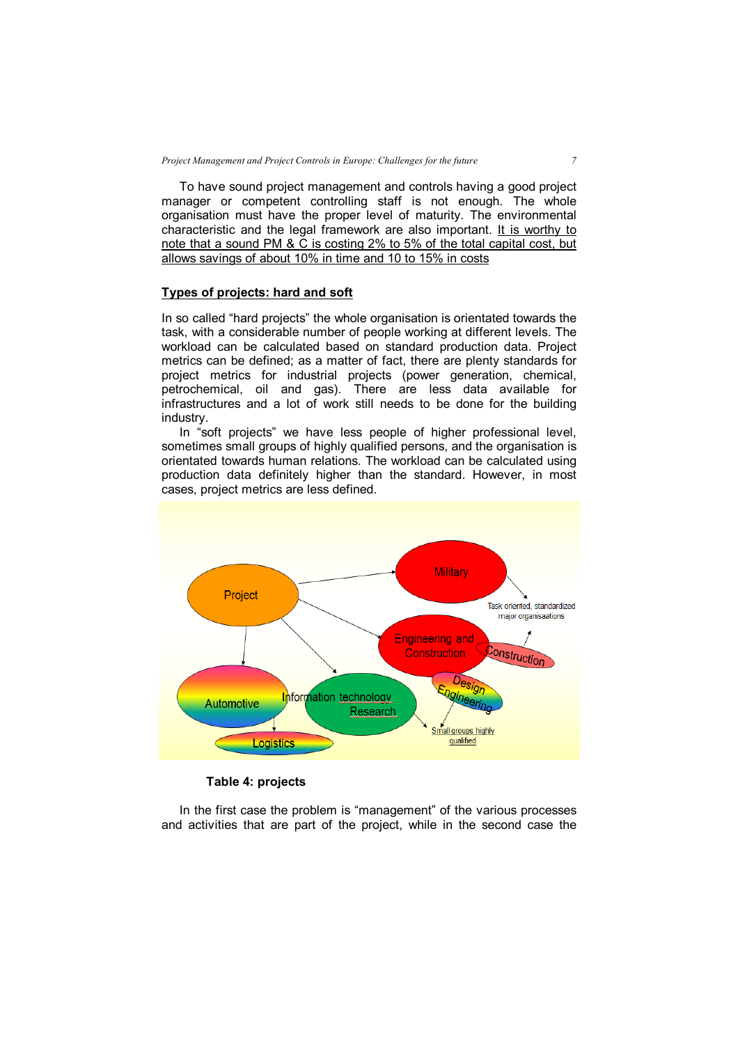To have sound project management and controls having a good project manager or competent controlling staff is not enough. The whole organisation must have the proper level of maturity. The environmental characteristic and the legal framework are also important. <u>It is worthy to note that a sound PM & C is costing 2% to 5% of the total capital cost, but allows savings of about 10% in time and 10 to 15% in costs</u>

## <u>Types of projects: hard and soft</u>

In so called "hard projects" the whole organisation is orientated towards the task, with a considerable number of people working at different levels. The workload can be calculated based on standard production data. Project metrics can be defined; as a matter of fact, there are plenty standards for project metrics for industrial projects (power generation, chemical, petrochemical, oil and gas). There are less data available for infrastructures and a lot of work still needs to be done for the building industry.

In "soft projects" we have less people of higher professional level, sometimes small groups of highly qualified persons, and the organisation is orientated towards human relations. The workload can be calculated using production data definitely higher than the standard. However, in most cases, project metrics are less defined.

Project → Military → Task oriented, standardized major organisaations

Project → Engineering and Construction; Construction → Task oriented, standardized major organisaations

Project → Information technology Research → Small groups highly qualified

Design Engineering → Small groups highly qualified

Project → Automotive → Logistics

**Table 4: projects**

In the first case the problem is "management" of the various processes and activities that are part of the project, while in the second case the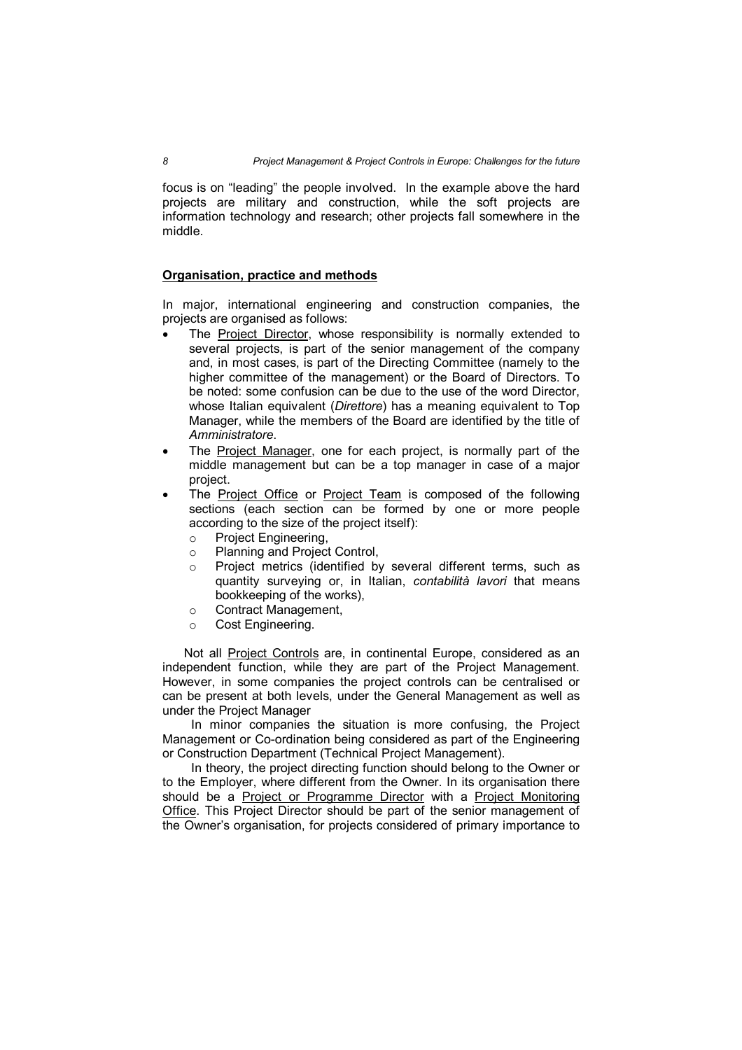focus is on "leading" the people involved. In the example above the hard projects are military and construction, while the soft projects are information technology and research; other projects fall somewhere in the middle.

## Organisation, practice and methods

In major, international engineering and construction companies, the projects are organised as follows:

- The Project Director, whose responsibility is normally extended to several projects, is part of the senior management of the company and, in most cases, is part of the Directing Committee (namely to the higher committee of the management) or the Board of Directors. To be noted: some confusion can be due to the use of the word Director, whose Italian equivalent (*Direttore*) has a meaning equivalent to Top Manager, while the members of the Board are identified by the title of *Amministratore*.
- The Project Manager, one for each project, is normally part of the middle management but can be a top manager in case of a major project.
- The Project Office or Project Team is composed of the following sections (each section can be formed by one or more people according to the size of the project itself):
    - Project Engineering,
    - Planning and Project Control,
    - Project metrics (identified by several different terms, such as quantity surveying or, in Italian, *contabilità lavori* that means bookkeeping of the works),
    - Contract Management,
    - Cost Engineering.

Not all Project Controls are, in continental Europe, considered as an independent function, while they are part of the Project Management. However, in some companies the project controls can be centralised or can be present at both levels, under the General Management as well as under the Project Manager

In minor companies the situation is more confusing, the Project Management or Co-ordination being considered as part of the Engineering or Construction Department (Technical Project Management).

In theory, the project directing function should belong to the Owner or to the Employer, where different from the Owner. In its organisation there should be a Project or Programme Director with a Project Monitoring Office. This Project Director should be part of the senior management of the Owner's organisation, for projects considered of primary importance to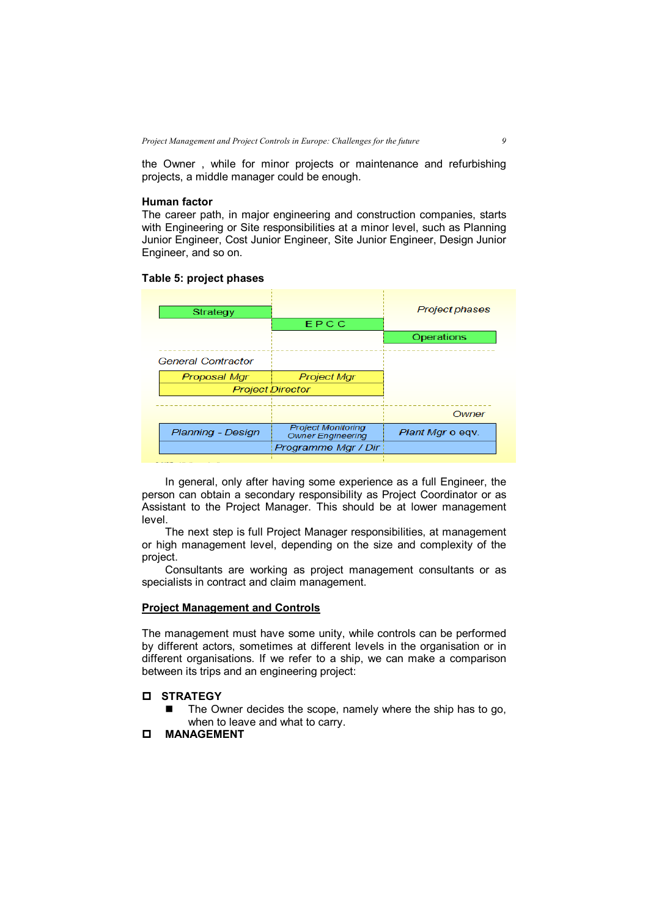the Owner , while for minor projects or maintenance and refurbishing projects, a middle manager could be enough.

**Human factor**
The career path, in major engineering and construction companies, starts with Engineering or Site responsibilities at a minor level, such as Planning Junior Engineer, Cost Junior Engineer, Site Junior Engineer, Design Junior Engineer, and so on.

**Table 5: project phases**

| | | *Project phases* |
|---|---|---|
| Strategy | | |
| | E P C C | |
| | | Operations |
| *General Contractor* | | |
| *Proposal Mgr* | *Project Mgr* | |
| *Project Director* | | |
| | | *Owner* |
| *Planning - Design* | *Project Monitoring Owner Engineering* | *Plant Mgr o eqv.* |
| | *Programme Mgr / Dir* | |

In general, only after having some experience as a full Engineer, the person can obtain a secondary responsibility as Project Coordinator or as Assistant to the Project Manager. This should be at lower management level.

The next step is full Project Manager responsibilities, at management or high management level, depending on the size and complexity of the project.

Consultants are working as project management consultants or as specialists in contract and claim management.

## Project Management and Controls

The management must have some unity, while controls can be performed by different actors, sometimes at different levels in the organisation or in different organisations. If we refer to a ship, we can make a comparison between its trips and an engineering project:

- **STRATEGY**
  - The Owner decides the scope, namely where the ship has to go, when to leave and what to carry.
- **MANAGEMENT**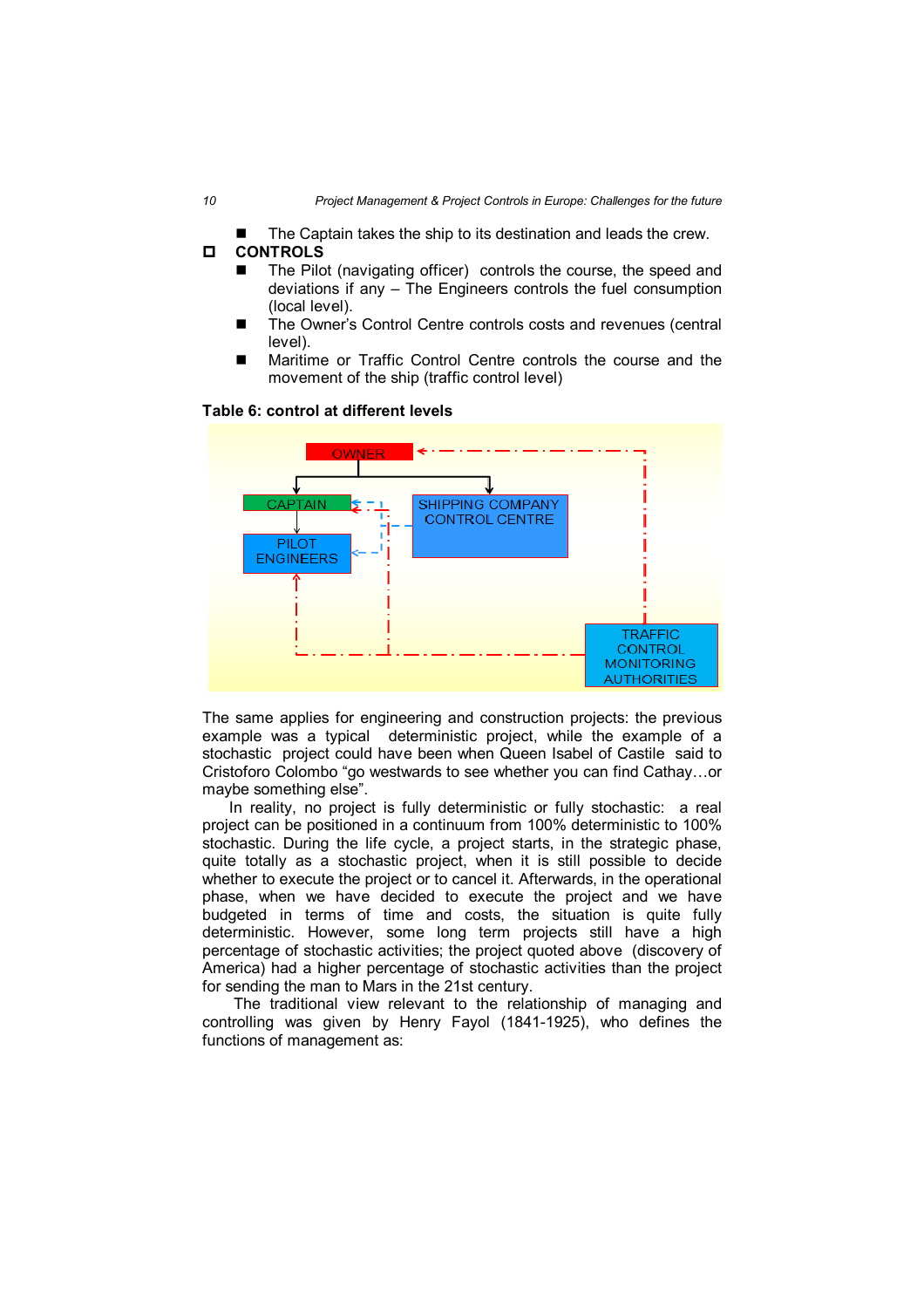- The Captain takes the ship to its destination and leads the crew.

- **CONTROLS**
  - The Pilot (navigating officer) controls the course, the speed and deviations if any – The Engineers controls the fuel consumption (local level).
  - The Owner's Control Centre controls costs and revenues (central level).
  - Maritime or Traffic Control Centre controls the course and the movement of the ship (traffic control level)

**Table 6: control at different levels**

OWNER

CAPTAIN

SHIPPING COMPANY CONTROL CENTRE

PILOT ENGINEERS

TRAFFIC CONTROL MONITORING AUTHORITIES

The same applies for engineering and construction projects: the previous example was a typical deterministic project, while the example of a stochastic project could have been when Queen Isabel of Castile said to Cristoforo Colombo "go westwards to see whether you can find Cathay…or maybe something else".

In reality, no project is fully deterministic or fully stochastic: a real project can be positioned in a continuum from 100% deterministic to 100% stochastic. During the life cycle, a project starts, in the strategic phase, quite totally as a stochastic project, when it is still possible to decide whether to execute the project or to cancel it. Afterwards, in the operational phase, when we have decided to execute the project and we have budgeted in terms of time and costs, the situation is quite fully deterministic. However, some long term projects still have a high percentage of stochastic activities; the project quoted above (discovery of America) had a higher percentage of stochastic activities than the project for sending the man to Mars in the 21st century.

The traditional view relevant to the relationship of managing and controlling was given by Henry Fayol (1841-1925), who defines the functions of management as: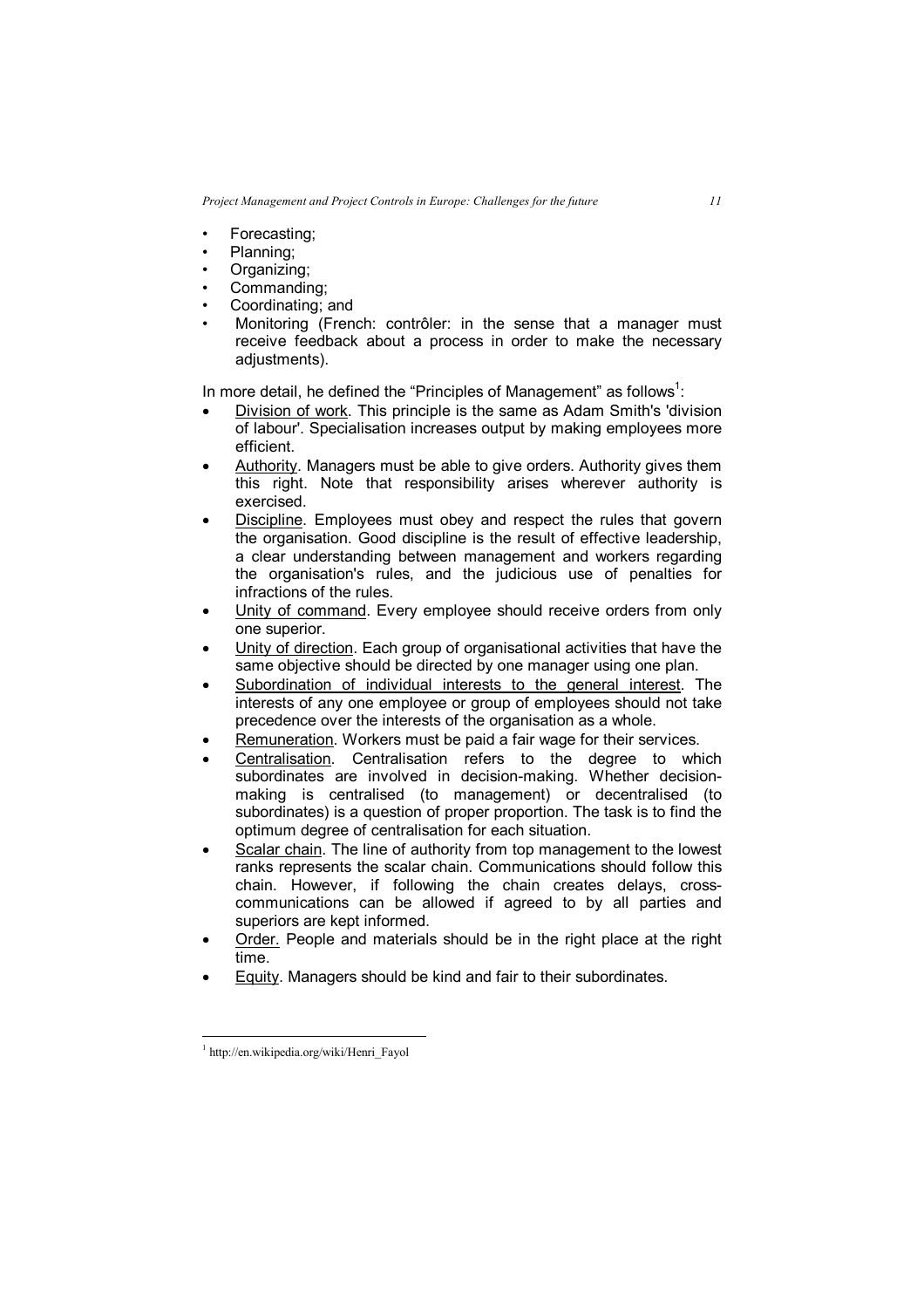- Forecasting;
- Planning;
- Organizing;
- Commanding;
- Coordinating; and
- Monitoring (French: contrôler: in the sense that a manager must receive feedback about a process in order to make the necessary adjustments).

In more detail, he defined the "Principles of Management" as follows[1]:

- Division of work. This principle is the same as Adam Smith's 'division of labour'. Specialisation increases output by making employees more efficient.
- Authority. Managers must be able to give orders. Authority gives them this right. Note that responsibility arises wherever authority is exercised.
- Discipline. Employees must obey and respect the rules that govern the organisation. Good discipline is the result of effective leadership, a clear understanding between management and workers regarding the organisation's rules, and the judicious use of penalties for infractions of the rules.
- Unity of command. Every employee should receive orders from only one superior.
- Unity of direction. Each group of organisational activities that have the same objective should be directed by one manager using one plan.
- Subordination of individual interests to the general interest. The interests of any one employee or group of employees should not take precedence over the interests of the organisation as a whole.
- Remuneration. Workers must be paid a fair wage for their services.
- Centralisation. Centralisation refers to the degree to which subordinates are involved in decision-making. Whether decision-making is centralised (to management) or decentralised (to subordinates) is a question of proper proportion. The task is to find the optimum degree of centralisation for each situation.
- Scalar chain. The line of authority from top management to the lowest ranks represents the scalar chain. Communications should follow this chain. However, if following the chain creates delays, cross-communications can be allowed if agreed to by all parties and superiors are kept informed.
- Order. People and materials should be in the right place at the right time.
- Equity. Managers should be kind and fair to their subordinates.

---

[1] http://en.wikipedia.org/wiki/Henri_Fayol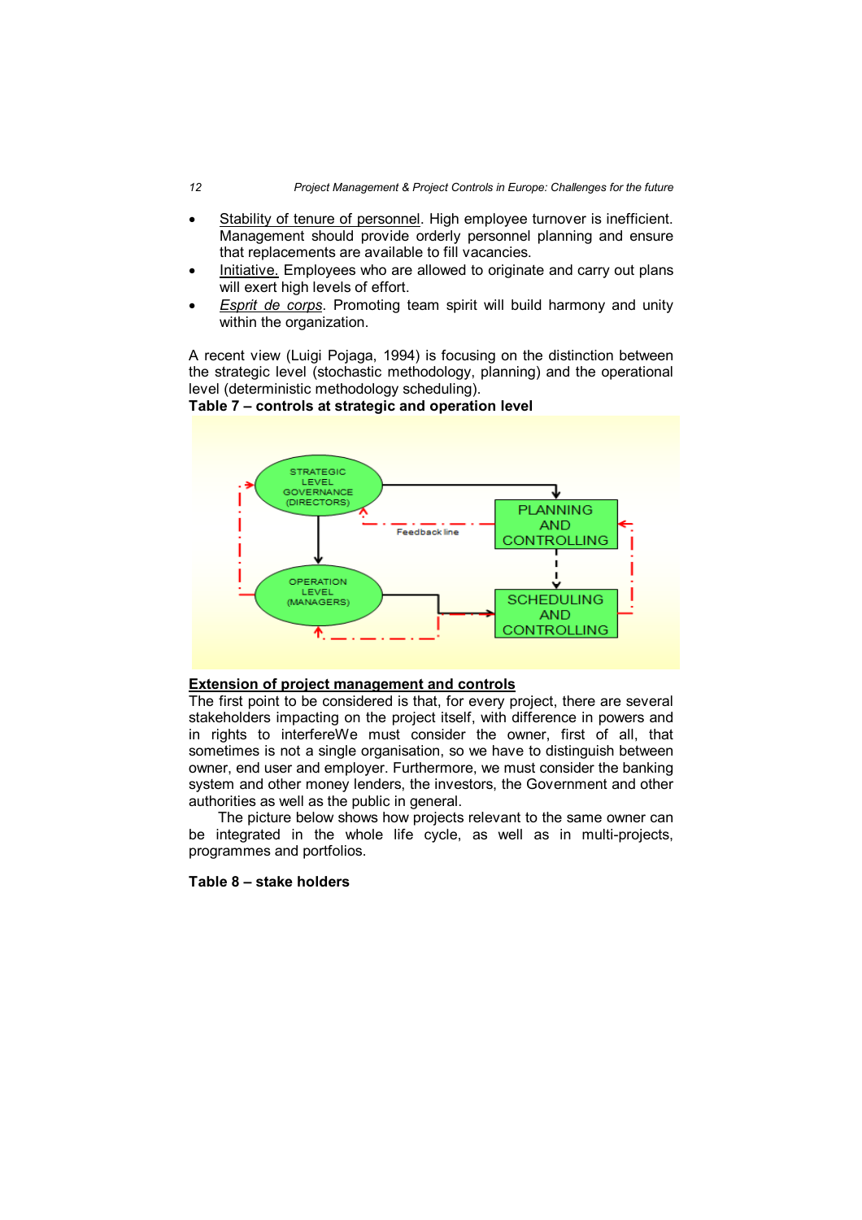- Stability of tenure of personnel. High employee turnover is inefficient. Management should provide orderly personnel planning and ensure that replacements are available to fill vacancies.
- Initiative. Employees who are allowed to originate and carry out plans will exert high levels of effort.
- *Esprit de corps*. Promoting team spirit will build harmony and unity within the organization.

A recent view (Luigi Pojaga, 1994) is focusing on the distinction between the strategic level (stochastic methodology, planning) and the operational level (deterministic methodology scheduling).

**Table 7 – controls at strategic and operation level**

STRATEGIC LEVEL GOVERNANCE (DIRECTORS)

PLANNING AND CONTROLLING

Feedback line

OPERATION LEVEL (MANAGERS)

SCHEDULING AND CONTROLLING

## Extension of project management and controls

The first point to be considered is that, for every project, there are several stakeholders impacting on the project itself, with difference in powers and in rights to interfereWe must consider the owner, first of all, that sometimes is not a single organisation, so we have to distinguish between owner, end user and employer. Furthermore, we must consider the banking system and other money lenders, the investors, the Government and other authorities as well as the public in general.

The picture below shows how projects relevant to the same owner can be integrated in the whole life cycle, as well as in multi-projects, programmes and portfolios.

**Table 8 – stake holders**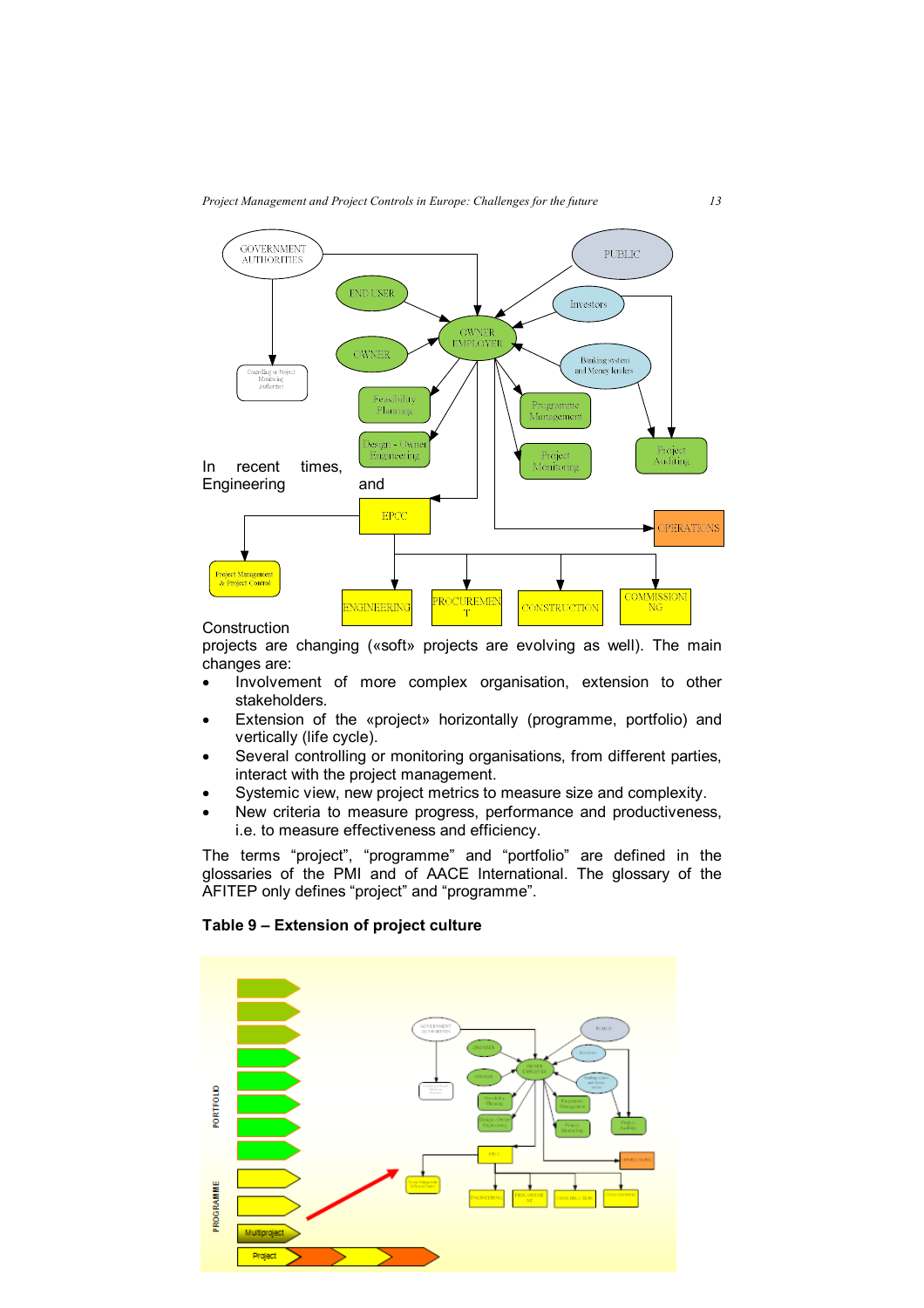In recent times, Engineering and Construction projects are changing («soft» projects are evolving as well). The main changes are:

- Involvement of more complex organisation, extension to other stakeholders.
- Extension of the «project» horizontally (programme, portfolio) and vertically (life cycle).
- Several controlling or monitoring organisations, from different parties, interact with the project management.
- Systemic view, new project metrics to measure size and complexity.
- New criteria to measure progress, performance and productiveness, i.e. to measure effectiveness and efficiency.

The terms “project”, “programme” and “portfolio” are defined in the glossaries of the PMI and of AACE International. The glossary of the AFITEP only defines “project” and “programme”.

**Table 9 – Extension of project culture**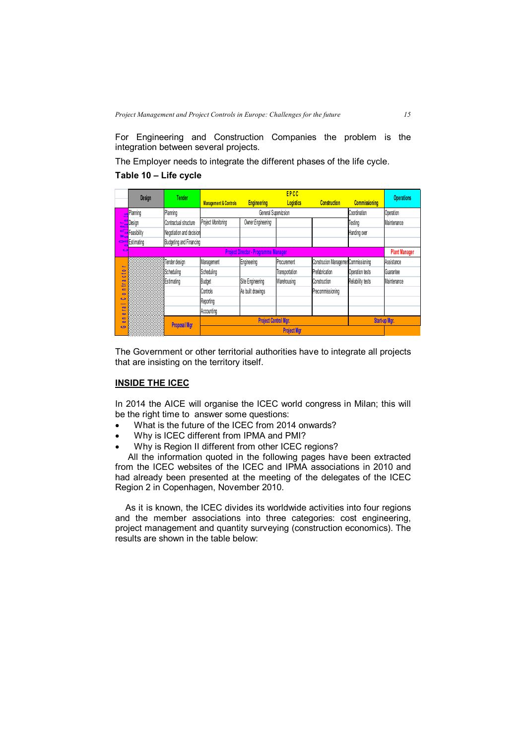For Engineering and Construction Companies the problem is the integration between several projects.

The Employer needs to integrate the different phases of the life cycle.

**Table 10 – Life cycle**

| | Design | Tender | EPCC: Management & Controls | EPCC: Engineering | EPCC: Logistics | EPCC: Construction | EPCC: Commissioning | Operations |
|---|---|---|---|---|---|---|---|---|
| Owner / Employer | Planning | Planning | General Supervision | | | | Coordination | Operation |
| | Design | Contractual structure | Project Monitoring | Owner Engineering | | | Testing | Maintenance |
| | Feasibility | Negotiation and decision | | | | | Handing over | |
| | Estimating | Budgeting and Financing | | | | | | |
| | Project Director - Programme Manager | | | | | | | Plant Manager |
| General Contractor | | Tender design | Management | Engineering | Procurement | Construcion Management | Commissioning | Assistance |
| | | Scheduling | Scheduling | | Transportation | Prefabrication | Operation tests | Guarantee |
| | | Estimating | Budget | Site Engineering | Warehousing | Construction | Reliability tests | Maintenance |
| | | | Controls | As built drawings | | Precommissioning | | |
| | | | Reporting | | | | | |
| | | | Accounting | | | | | |
| | | Proposal Mgr | Project Control Mgr. | | | | Start-up Mgr. | |
| | | | Project Mgr | | | | | |

The Government or other territorial authorities have to integrate all projects that are insisting on the territory itself.

## INSIDE THE ICEC

In 2014 the AICE will organise the ICEC world congress in Milan; this will be the right time to answer some questions:

- What is the future of the ICEC from 2014 onwards?
- Why is ICEC different from IPMA and PMI?
- Why is Region II different from other ICEC regions?

All the information quoted in the following pages have been extracted from the ICEC websites of the ICEC and IPMA associations in 2010 and had already been presented at the meeting of the delegates of the ICEC Region 2 in Copenhagen, November 2010.

As it is known, the ICEC divides its worldwide activities into four regions and the member associations into three categories: cost engineering, project management and quantity surveying (construction economics). The results are shown in the table below: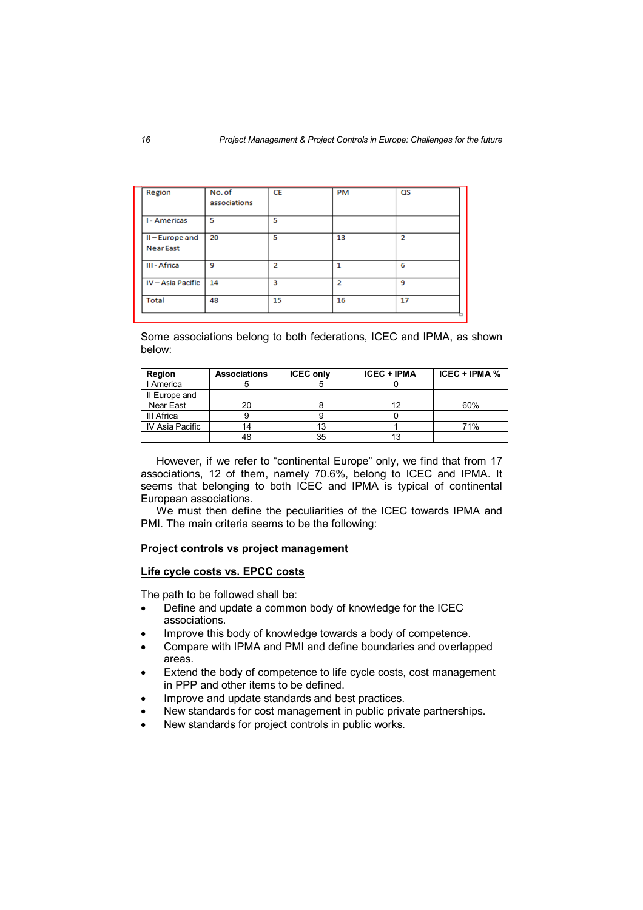| Region | No. of associations | CE | PM | QS |
|---|---|---|---|---|
| I - Americas | 5 | 5 | | |
| II – Europe and Near East | 20 | 5 | 13 | 2 |
| III - Africa | 9 | 2 | 1 | 6 |
| IV – Asia Pacific | 14 | 3 | 2 | 9 |
| Total | 48 | 15 | 16 | 17 |

Some associations belong to both federations, ICEC and IPMA, as shown below:

| Region | Associations | ICEC only | ICEC + IPMA | ICEC + IPMA % |
|---|---|---|---|---|
| I America | 5 | 5 | 0 | |
| II Europe and Near East | 20 | 8 | 12 | 60% |
| III Africa | 9 | 9 | 0 | |
| IV Asia Pacific | 14 | 13 | 1 | 71% |
| | 48 | 35 | 13 | |

However, if we refer to "continental Europe" only, we find that from 17 associations, 12 of them, namely 70.6%, belong to ICEC and IPMA. It seems that belonging to both ICEC and IPMA is typical of continental European associations.

We must then define the peculiarities of the ICEC towards IPMA and PMI. The main criteria seems to be the following:

**<u>Project controls vs project management</u>**

**<u>Life cycle costs vs. EPCC costs</u>**

The path to be followed shall be:

- Define and update a common body of knowledge for the ICEC associations.
- Improve this body of knowledge towards a body of competence.
- Compare with IPMA and PMI and define boundaries and overlapped areas.
- Extend the body of competence to life cycle costs, cost management in PPP and other items to be defined.
- Improve and update standards and best practices.
- New standards for cost management in public private partnerships.
- New standards for project controls in public works.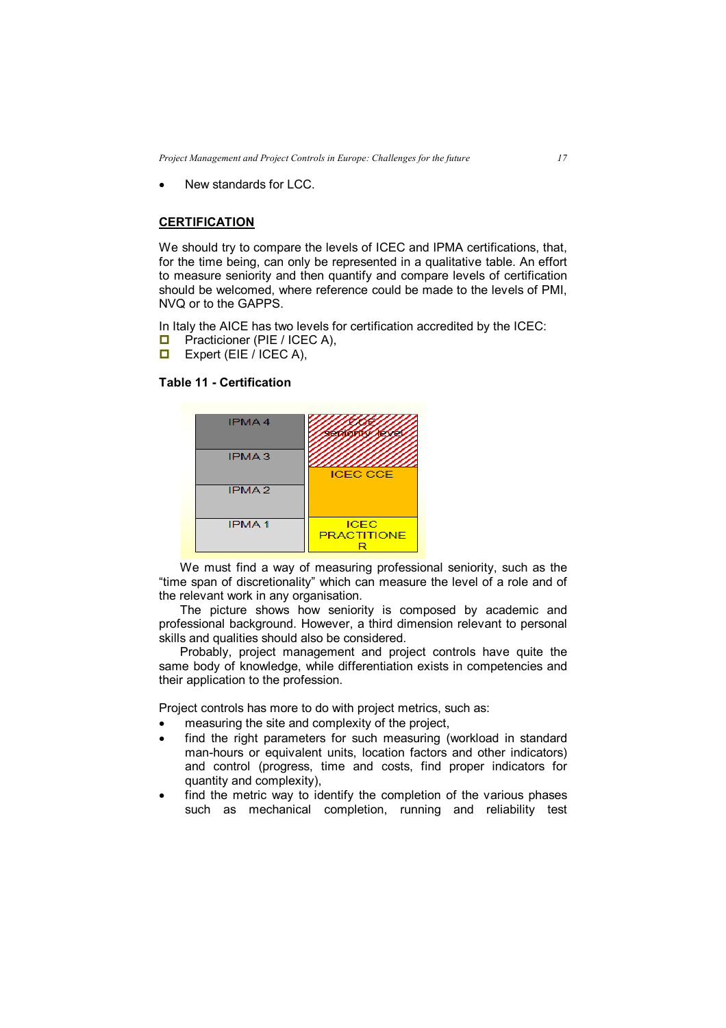- New standards for LCC.

## CERTIFICATION

We should try to compare the levels of ICEC and IPMA certifications, that, for the time being, can only be represented in a qualitative table. An effort to measure seniority and then quantify and compare levels of certification should be welcomed, where reference could be made to the levels of PMI, NVQ or to the GAPPS.

In Italy the AICE has two levels for certification accredited by the ICEC:

- Practicioner (PIE / ICEC A),
- Expert (EIE / ICEC A),

**Table 11 - Certification**

| IPMA | ICEC |
|---|---|
| IPMA 4 | CCE seniority level |
| IPMA 3 | ICEC CCE |
| IPMA 2 | ICEC CCE |
| IPMA 1 | ICEC PRACTITIONER |

We must find a way of measuring professional seniority, such as the "time span of discretionality" which can measure the level of a role and of the relevant work in any organisation.

The picture shows how seniority is composed by academic and professional background. However, a third dimension relevant to personal skills and qualities should also be considered.

Probably, project management and project controls have quite the same body of knowledge, while differentiation exists in competencies and their application to the profession.

Project controls has more to do with project metrics, such as:

- measuring the site and complexity of the project,
- find the right parameters for such measuring (workload in standard man-hours or equivalent units, location factors and other indicators) and control (progress, time and costs, find proper indicators for quantity and complexity),
- find the metric way to identify the completion of the various phases such as mechanical completion, running and reliability test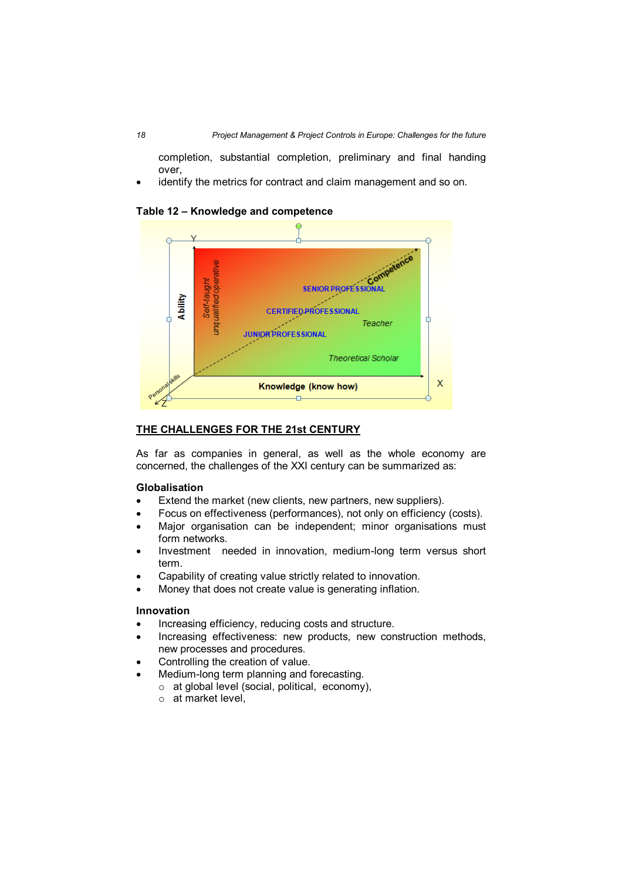completion, substantial completion, preliminary and final handing over,

- identify the metrics for contract and claim management and so on.

**Table 12 – Knowledge and competence**

## THE CHALLENGES FOR THE 21st CENTURY

As far as companies in general, as well as the whole economy are concerned, the challenges of the XXI century can be summarized as:

### Globalisation

- Extend the market (new clients, new partners, new suppliers).
- Focus on effectiveness (performances), not only on efficiency (costs).
- Major organisation can be independent; minor organisations must form networks.
- Investment needed in innovation, medium-long term versus short term.
- Capability of creating value strictly related to innovation.
- Money that does not create value is generating inflation.

### Innovation

- Increasing efficiency, reducing costs and structure.
- Increasing effectiveness: new products, new construction methods, new processes and procedures.
- Controlling the creation of value.
- Medium-long term planning and forecasting.
  - at global level (social, political, economy),
  - at market level,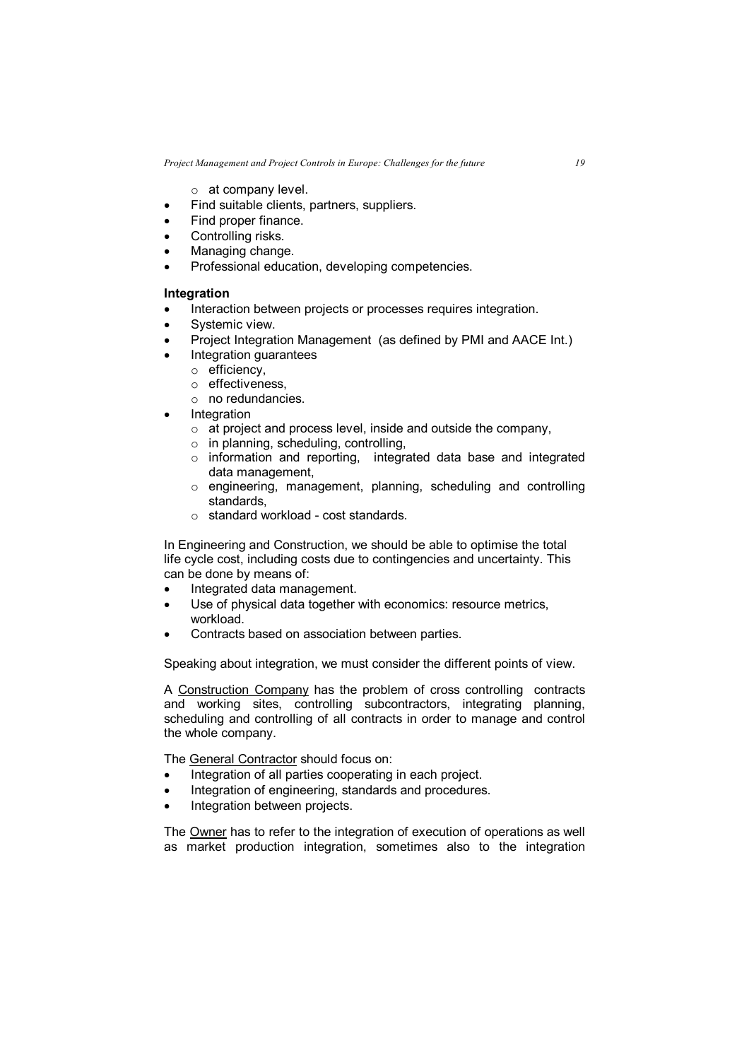- at company level.
- Find suitable clients, partners, suppliers.
- Find proper finance.
- Controlling risks.
- Managing change.
- Professional education, developing competencies.

**Integration**

- Interaction between projects or processes requires integration.
- Systemic view.
- Project Integration Management (as defined by PMI and AACE Int.)
- Integration guarantees
  - efficiency,
  - effectiveness,
  - no redundancies.
- Integration
  - at project and process level, inside and outside the company,
  - in planning, scheduling, controlling,
  - information and reporting, integrated data base and integrated data management,
  - engineering, management, planning, scheduling and controlling standards,
  - standard workload - cost standards.

In Engineering and Construction, we should be able to optimise the total life cycle cost, including costs due to contingencies and uncertainty. This can be done by means of:

- Integrated data management.
- Use of physical data together with economics: resource metrics, workload.
- Contracts based on association between parties.

Speaking about integration, we must consider the different points of view.

A <u>Construction Company</u> has the problem of cross controlling contracts and working sites, controlling subcontractors, integrating planning, scheduling and controlling of all contracts in order to manage and control the whole company.

The <u>General Contractor</u> should focus on:

- Integration of all parties cooperating in each project.
- Integration of engineering, standards and procedures.
- Integration between projects.

The <u>Owner</u> has to refer to the integration of execution of operations as well as market production integration, sometimes also to the integration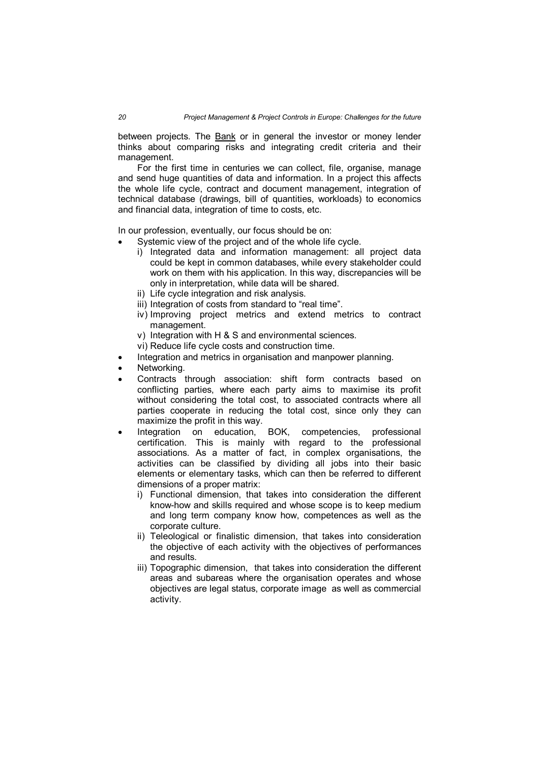between projects. The Bank or in general the investor or money lender thinks about comparing risks and integrating credit criteria and their management.

For the first time in centuries we can collect, file, organise, manage and send huge quantities of data and information. In a project this affects the whole life cycle, contract and document management, integration of technical database (drawings, bill of quantities, workloads) to economics and financial data, integration of time to costs, etc.

In our profession, eventually, our focus should be on:

- Systemic view of the project and of the whole life cycle.
  - i) Integrated data and information management: all project data could be kept in common databases, while every stakeholder could work on them with his application. In this way, discrepancies will be only in interpretation, while data will be shared.
  - ii) Life cycle integration and risk analysis.
  - iii) Integration of costs from standard to "real time".
  - iv) Improving project metrics and extend metrics to contract management.
  - v) Integration with H & S and environmental sciences.
  - vi) Reduce life cycle costs and construction time.
- Integration and metrics in organisation and manpower planning.
- Networking.
- Contracts through association: shift form contracts based on conflicting parties, where each party aims to maximise its profit without considering the total cost, to associated contracts where all parties cooperate in reducing the total cost, since only they can maximize the profit in this way.
- Integration on education, BOK, competencies, professional certification. This is mainly with regard to the professional associations. As a matter of fact, in complex organisations, the activities can be classified by dividing all jobs into their basic elements or elementary tasks, which can then be referred to different dimensions of a proper matrix:
  - i) Functional dimension, that takes into consideration the different know-how and skills required and whose scope is to keep medium and long term company know how, competences as well as the corporate culture.
  - ii) Teleological or finalistic dimension, that takes into consideration the objective of each activity with the objectives of performances and results.
  - iii) Topographic dimension, that takes into consideration the different areas and subareas where the organisation operates and whose objectives are legal status, corporate image as well as commercial activity.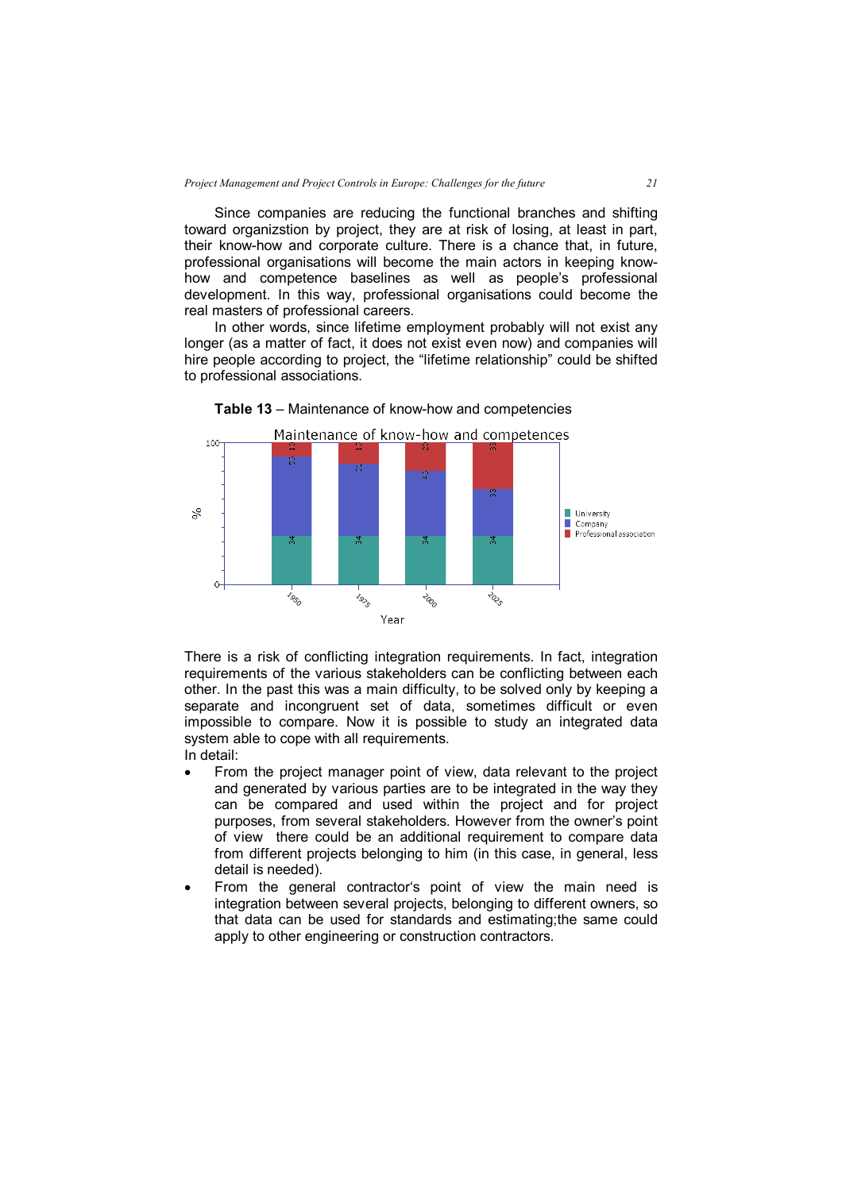Since companies are reducing the functional branches and shifting toward organizstion by project, they are at risk of losing, at least in part, their know-how and corporate culture. There is a chance that, in future, professional organisations will become the main actors in keeping know-how and competence baselines as well as people's professional development. In this way, professional organisations could become the real masters of professional careers.

In other words, since lifetime employment probably will not exist any longer (as a matter of fact, it does not exist even now) and companies will hire people according to project, the "lifetime relationship" could be shifted to professional associations.

**Table 13** – Maintenance of know-how and competencies

Maintenance of know-how and competences

| Year | University (%) | Company (%) | Professional association (%) |
|---|---|---|---|
| 1950 | 34 | 53 | 13 |
| 1975 | 34 | 51 | 15 |
| 2000 | 34 | 45 | 21 |
| 2025 | 34 | 33 | 33 |

There is a risk of conflicting integration requirements. In fact, integration requirements of the various stakeholders can be conflicting between each other. In the past this was a main difficulty, to be solved only by keeping a separate and incongruent set of data, sometimes difficult or even impossible to compare. Now it is possible to study an integrated data system able to cope with all requirements.

In detail:

- From the project manager point of view, data relevant to the project and generated by various parties are to be integrated in the way they can be compared and used within the project and for project purposes, from several stakeholders. However from the owner's point of view there could be an additional requirement to compare data from different projects belonging to him (in this case, in general, less detail is needed).
- From the general contractor's point of view the main need is integration between several projects, belonging to different owners, so that data can be used for standards and estimating;the same could apply to other engineering or construction contractors.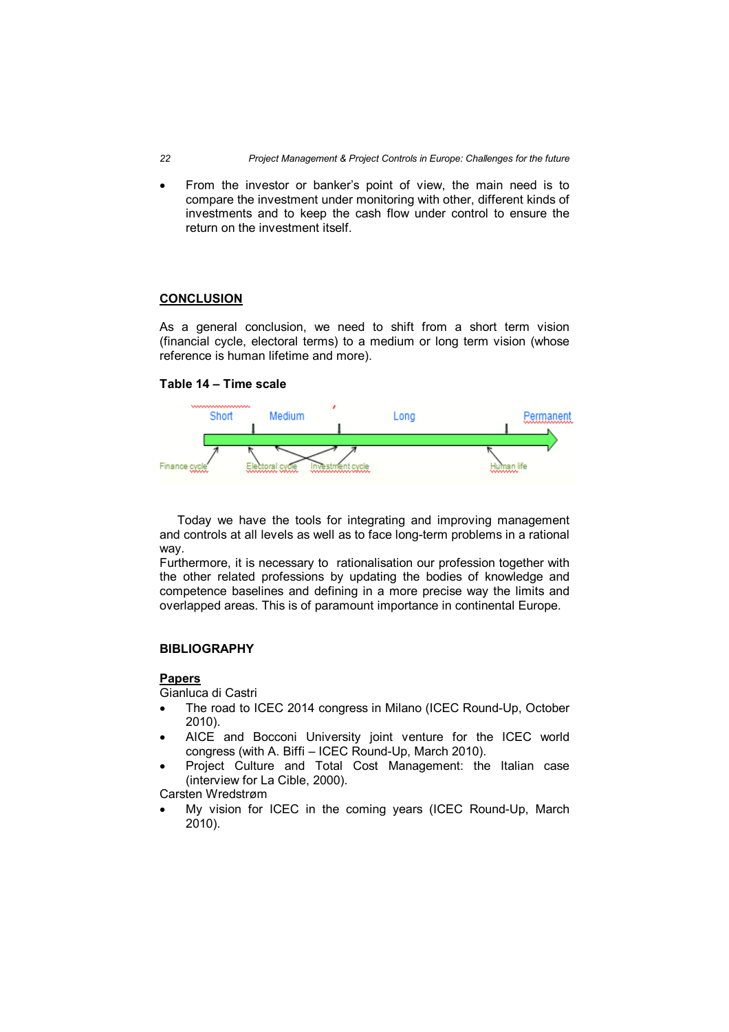- From the investor or banker's point of view, the main need is to compare the investment under monitoring with other, different kinds of investments and to keep the cash flow under control to ensure the return on the investment itself.

## CONCLUSION

As a general conclusion, we need to shift from a short term vision (financial cycle, electoral terms) to a medium or long term vision (whose reference is human lifetime and more).

**Table 14 – Time scale**

Short | Medium | Long | Permanent

Finance cycle | Electoral cycle | Investment cycle | Human life

Today we have the tools for integrating and improving management and controls at all levels as well as to face long-term problems in a rational way.
Furthermore, it is necessary to rationalisation our profession together with the other related professions by updating the bodies of knowledge and competence baselines and defining in a more precise way the limits and overlapped areas. This is of paramount importance in continental Europe.

## BIBLIOGRAPHY

### Papers

Gianluca di Castri

- The road to ICEC 2014 congress in Milano (ICEC Round-Up, October 2010).
- AICE and Bocconi University joint venture for the ICEC world congress (with A. Biffi – ICEC Round-Up, March 2010).
- Project Culture and Total Cost Management: the Italian case (interview for La Cible, 2000).

Carsten Wredstrøm

- My vision for ICEC in the coming years (ICEC Round-Up, March 2010).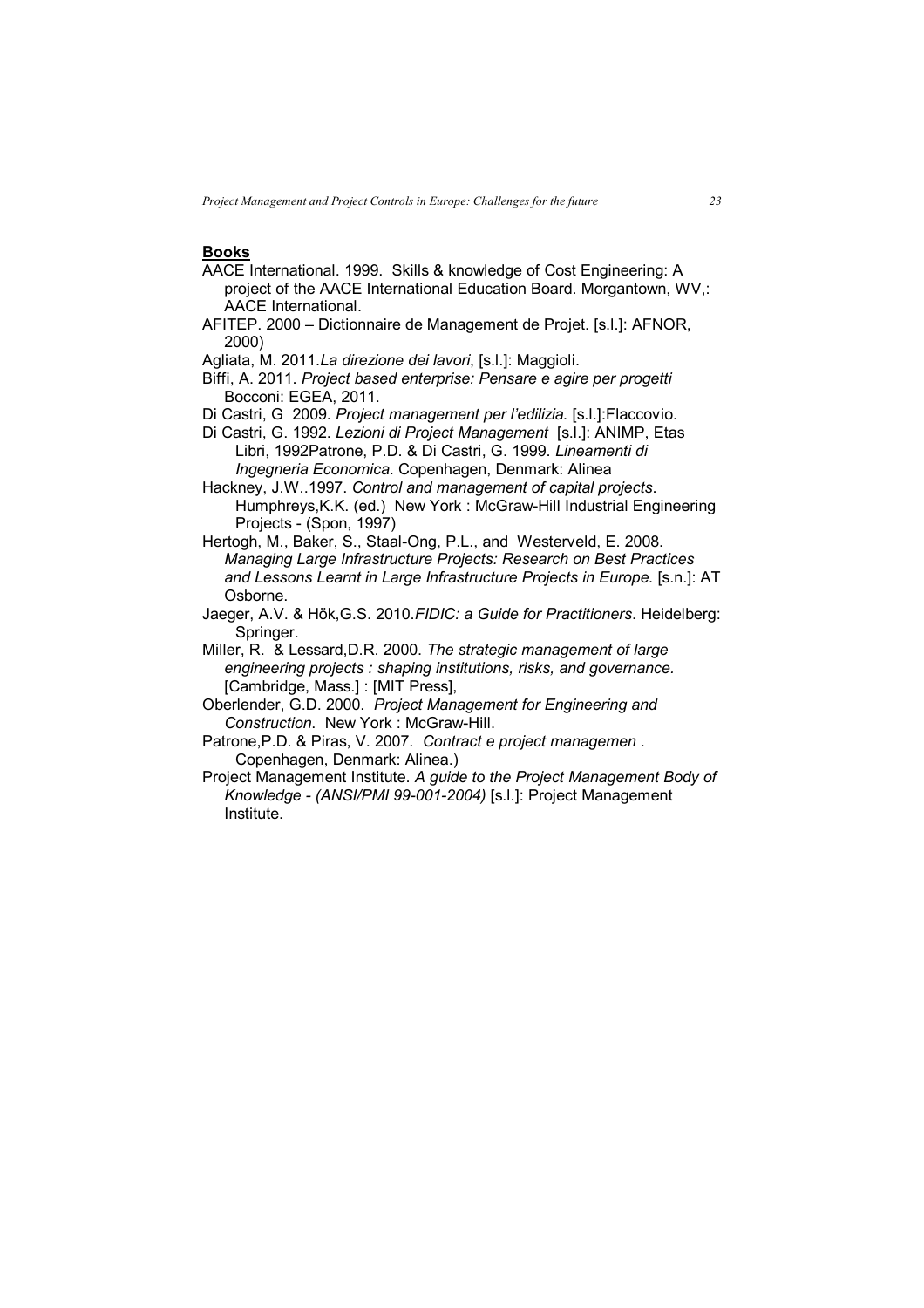**Books**

AACE International. 1999. Skills & knowledge of Cost Engineering: A project of the AACE International Education Board. Morgantown, WV,: AACE International.

AFITEP. 2000 – Dictionnaire de Management de Projet. [s.l.]: AFNOR, 2000)

Agliata, M. 2011.*La direzione dei lavori*, [s.l.]: Maggioli.

Biffi, A. 2011. *Project based enterprise: Pensare e agire per progetti* Bocconi: EGEA, 2011.

Di Castri, G 2009. *Project management per l'edilizia.* [s.l.]:Flaccovio.

Di Castri, G. 1992. *Lezioni di Project Management* [s.l.]: ANIMP, Etas Libri, 1992Patrone, P.D. & Di Castri, G. 1999. *Lineamenti di Ingegneria Economica*. Copenhagen, Denmark: Alinea

Hackney, J.W..1997. *Control and management of capital projects*. Humphreys,K.K. (ed.) New York : McGraw-Hill Industrial Engineering Projects - (Spon, 1997)

Hertogh, M., Baker, S., Staal-Ong, P.L., and Westerveld, E. 2008. *Managing Large Infrastructure Projects: Research on Best Practices and Lessons Learnt in Large Infrastructure Projects in Europe.* [s.n.]: AT Osborne.

Jaeger, A.V. & Hök,G.S. 2010.*FIDIC: a Guide for Practitioners*. Heidelberg: Springer.

Miller, R. & Lessard,D.R. 2000. *The strategic management of large engineering projects : shaping institutions, risks, and governance.* [Cambridge, Mass.] : [MIT Press],

Oberlender, G.D. 2000. *Project Management for Engineering and Construction*. New York : McGraw-Hill.

Patrone,P.D. & Piras, V. 2007. *Contract e project managemen* . Copenhagen, Denmark: Alinea.)

Project Management Institute. *A guide to the Project Management Body of Knowledge - (ANSI/PMI 99-001-2004)* [s.l.]: Project Management Institute.